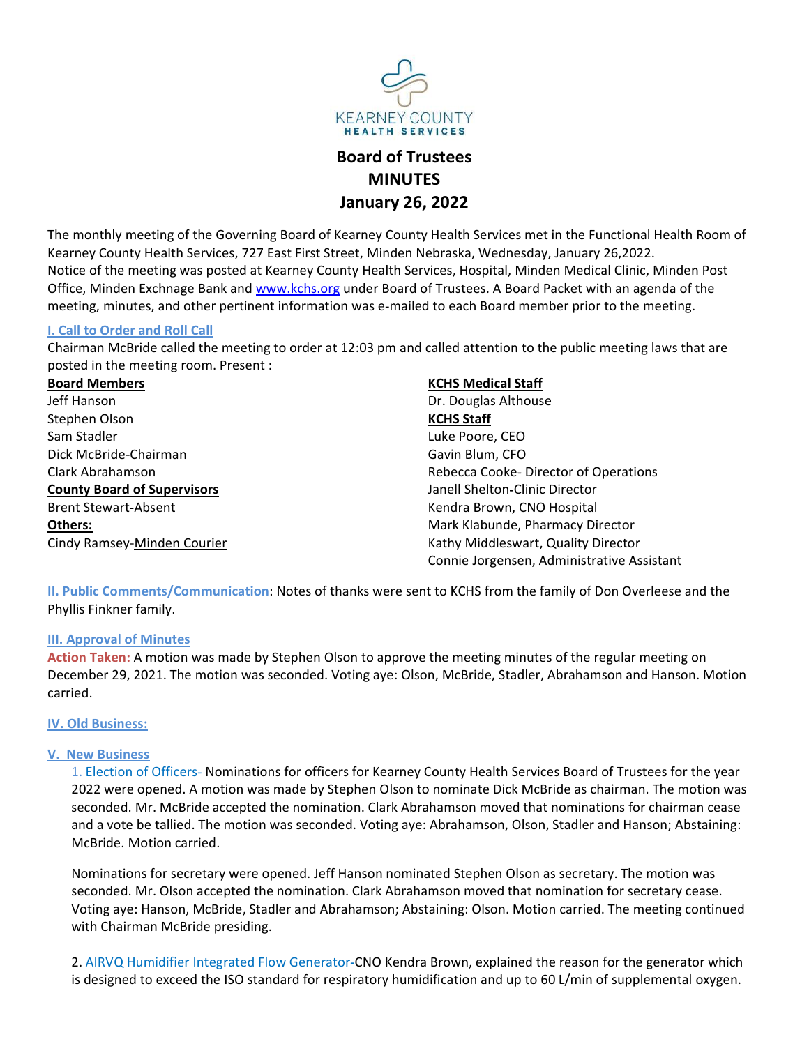KEARNEY COUNTY
HEALTH SERVICES

# Board of Trustees
## MINUTES
## January 26, 2022

The monthly meeting of the Governing Board of Kearney County Health Services met in the Functional Health Room of Kearney County Health Services, 727 East First Street, Minden Nebraska, Wednesday, January 26,2022. Notice of the meeting was posted at Kearney County Health Services, Hospital, Minden Medical Clinic, Minden Post Office, Minden Exchnage Bank and www.kchs.org under Board of Trustees. A Board Packet with an agenda of the meeting, minutes, and other pertinent information was e-mailed to each Board member prior to the meeting.

### I. Call to Order and Roll Call

Chairman McBride called the meeting to order at 12:03 pm and called attention to the public meeting laws that are posted in the meeting room. Present :

**Board Members**
Jeff Hanson
Stephen Olson
Sam Stadler
Dick McBride-Chairman
Clark Abrahamson

**County Board of Supervisors**
Brent Stewart-Absent

**Others:**
Cindy Ramsey-Minden Courier

**KCHS Medical Staff**
Dr. Douglas Althouse

**KCHS Staff**
Luke Poore, CEO
Gavin Blum, CFO
Rebecca Cooke- Director of Operations
Janell Shelton-Clinic Director
Kendra Brown, CNO Hospital
Mark Klabunde, Pharmacy Director
Kathy Middleswart, Quality Director
Connie Jorgensen, Administrative Assistant

**II. Public Comments/Communication**: Notes of thanks were sent to KCHS from the family of Don Overleese and the Phyllis Finkner family.

### III. Approval of Minutes

**Action Taken:** A motion was made by Stephen Olson to approve the meeting minutes of the regular meeting on December 29, 2021. The motion was seconded. Voting aye: Olson, McBride, Stadler, Abrahamson and Hanson. Motion carried.

### IV. Old Business:

### V. New Business

1. Election of Officers- Nominations for officers for Kearney County Health Services Board of Trustees for the year 2022 were opened. A motion was made by Stephen Olson to nominate Dick McBride as chairman. The motion was seconded. Mr. McBride accepted the nomination. Clark Abrahamson moved that nominations for chairman cease and a vote be tallied. The motion was seconded. Voting aye: Abrahamson, Olson, Stadler and Hanson; Abstaining: McBride. Motion carried.

Nominations for secretary were opened. Jeff Hanson nominated Stephen Olson as secretary. The motion was seconded. Mr. Olson accepted the nomination. Clark Abrahamson moved that nomination for secretary cease. Voting aye: Hanson, McBride, Stadler and Abrahamson; Abstaining: Olson. Motion carried. The meeting continued with Chairman McBride presiding.

2. AIRVQ Humidifier Integrated Flow Generator-CNO Kendra Brown, explained the reason for the generator which is designed to exceed the ISO standard for respiratory humidification and up to 60 L/min of supplemental oxygen.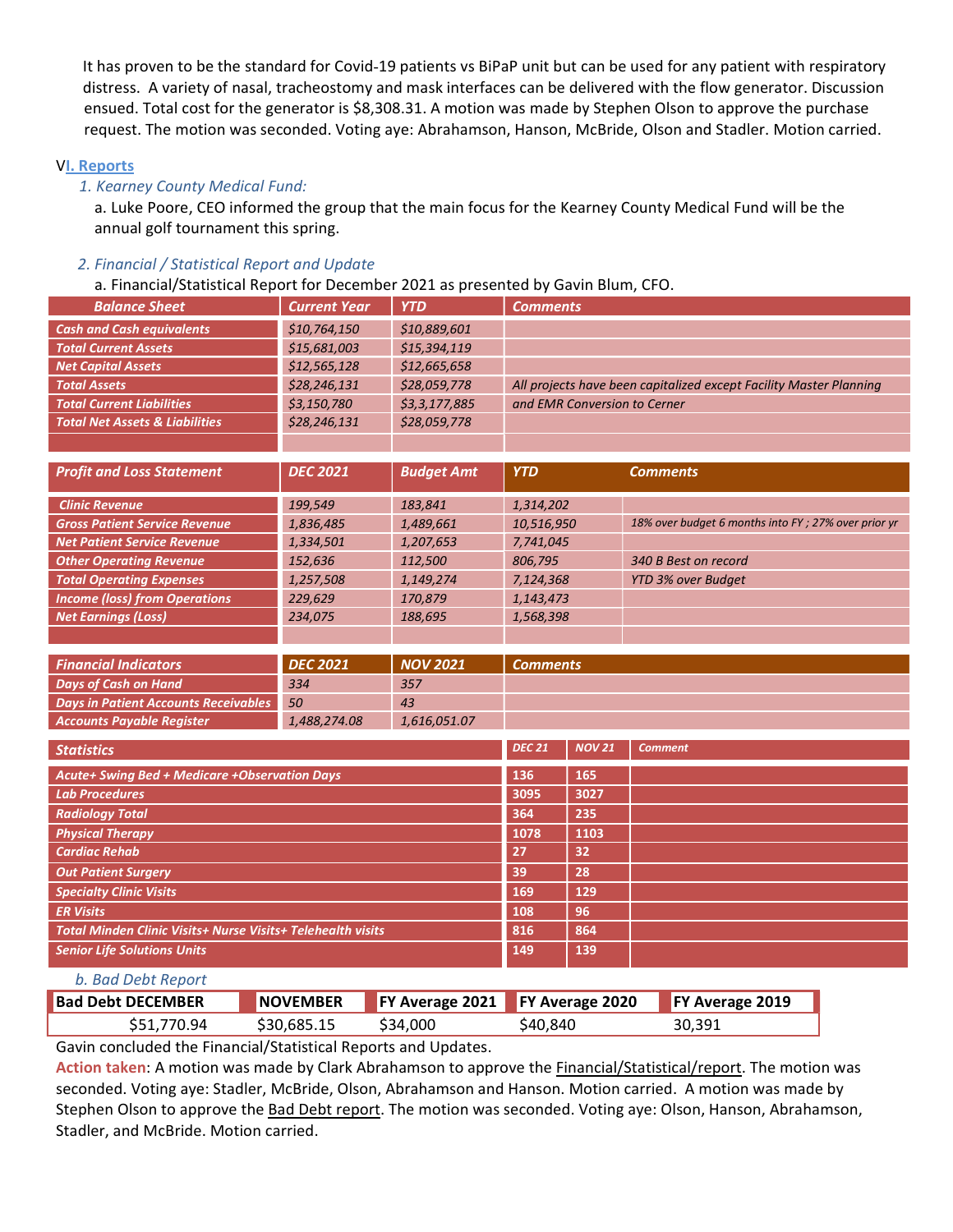It has proven to be the standard for Covid-19 patients vs BiPaP unit but can be used for any patient with respiratory distress. A variety of nasal, tracheostomy and mask interfaces can be delivered with the flow generator. Discussion ensued. Total cost for the generator is $8,308.31. A motion was made by Stephen Olson to approve the purchase request. The motion was seconded. Voting aye: Abrahamson, Hanson, McBride, Olson and Stadler. Motion carried.

## VI. Reports

*1. Kearney County Medical Fund:*

a. Luke Poore, CEO informed the group that the main focus for the Kearney County Medical Fund will be the annual golf tournament this spring.

*2. Financial / Statistical Report and Update*

a. Financial/Statistical Report for December 2021 as presented by Gavin Blum, CFO.

| Balance Sheet | Current Year | YTD | Comments |
|---|---|---|---|
| Cash and Cash equivalents | $10,764,150 | $10,889,601 | |
| Total Current Assets | $15,681,003 | $15,394,119 | |
| Net Capital Assets | $12,565,128 | $12,665,658 | |
| Total Assets | $28,246,131 | $28,059,778 | All projects have been capitalized except Facility Master Planning |
| Total Current Liabilities | $3,150,780 | $3,3,177,885 | and EMR Conversion to Cerner |
| Total Net Assets & Liabilities | $28,246,131 | $28,059,778 | |
| | | | |

| Profit and Loss Statement | DEC 2021 | Budget Amt | YTD | Comments |
|---|---|---|---|---|
| Clinic Revenue | 199,549 | 183,841 | 1,314,202 | |
| Gross Patient Service Revenue | 1,836,485 | 1,489,661 | 10,516,950 | 18% over budget 6 months into FY ; 27% over prior yr |
| Net Patient Service Revenue | 1,334,501 | 1,207,653 | 7,741,045 | |
| Other Operating Revenue | 152,636 | 112,500 | 806,795 | 340 B Best on record |
| Total Operating Expenses | 1,257,508 | 1,149,274 | 7,124,368 | YTD 3% over Budget |
| Income (loss) from Operations | 229,629 | 170,879 | 1,143,473 | |
| Net Earnings (Loss) | 234,075 | 188,695 | 1,568,398 | |
| | | | | |

| Financial Indicators | DEC 2021 | NOV 2021 | Comments |
|---|---|---|---|
| Days of Cash on Hand | 334 | 357 | |
| Days in Patient Accounts Receivables | 50 | 43 | |
| Accounts Payable Register | 1,488,274.08 | 1,616,051.07 | |

| Statistics | DEC 21 | NOV 21 | Comment |
|---|---|---|---|
| Acute+ Swing Bed + Medicare +Observation Days | 136 | 165 | |
| Lab Procedures | 3095 | 3027 | |
| Radiology Total | 364 | 235 | |
| Physical Therapy | 1078 | 1103 | |
| Cardiac Rehab | 27 | 32 | |
| Out Patient Surgery | 39 | 28 | |
| Specialty Clinic Visits | 169 | 129 | |
| ER Visits | 108 | 96 | |
| Total Minden Clinic Visits+ Nurse Visits+ Telehealth visits | 816 | 864 | |
| Senior Life Solutions Units | 149 | 139 | |

*b. Bad Debt Report*

| Bad Debt DECEMBER | NOVEMBER | FY Average 2021 | FY Average 2020 | FY Average 2019 |
|---|---|---|---|---|
| $51,770.94 | $30,685.15 | $34,000 | $40,840 | 30,391 |

Gavin concluded the Financial/Statistical Reports and Updates.

**Action taken**: A motion was made by Clark Abrahamson to approve the Financial/Statistical/report. The motion was seconded. Voting aye: Stadler, McBride, Olson, Abrahamson and Hanson. Motion carried. A motion was made by Stephen Olson to approve the Bad Debt report. The motion was seconded. Voting aye: Olson, Hanson, Abrahamson, Stadler, and McBride. Motion carried.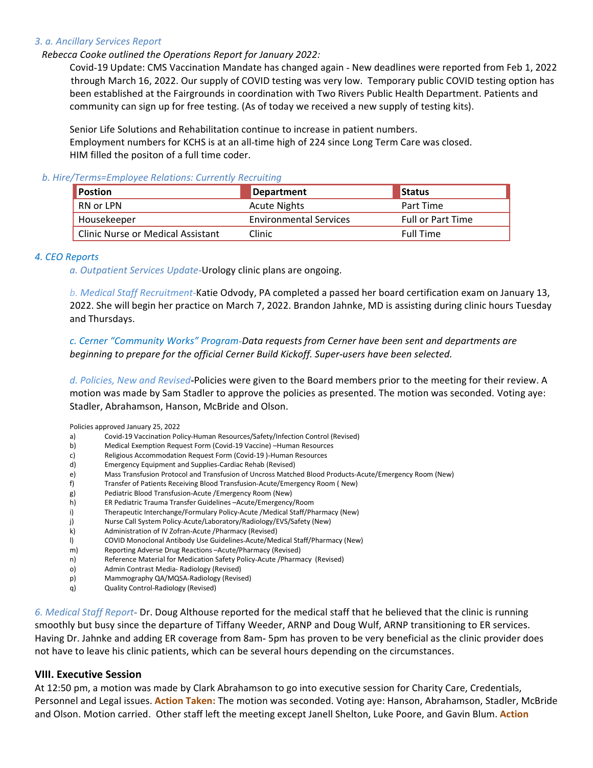*3. a. Ancillary Services Report*

*Rebecca Cooke outlined the Operations Report for January 2022:*

Covid-19 Update: CMS Vaccination Mandate has changed again - New deadlines were reported from Feb 1, 2022 through March 16, 2022. Our supply of COVID testing was very low. Temporary public COVID testing option has been established at the Fairgrounds in coordination with Two Rivers Public Health Department. Patients and community can sign up for free testing. (As of today we received a new supply of testing kits).

Senior Life Solutions and Rehabilitation continue to increase in patient numbers.
Employment numbers for KCHS is at an all-time high of 224 since Long Term Care was closed.
HIM filled the positon of a full time coder.

*b. Hire/Terms=Employee Relations: Currently Recruiting*

| Postion | Department | Status |
|---|---|---|
| RN or LPN | Acute Nights | Part Time |
| Housekeeper | Environmental Services | Full or Part Time |
| Clinic Nurse or Medical Assistant | Clinic | Full Time |

*4. CEO Reports*

*a. Outpatient Services Update*-Urology clinic plans are ongoing.

*b. Medical Staff Recruitment*-Katie Odvody, PA completed a passed her board certification exam on January 13, 2022. She will begin her practice on March 7, 2022. Brandon Jahnke, MD is assisting during clinic hours Tuesday and Thursdays.

*c. Cerner "Community Works" Program-Data requests from Cerner have been sent and departments are beginning to prepare for the official Cerner Build Kickoff. Super-users have been selected.*

*d. Policies, New and Revised*-Policies were given to the Board members prior to the meeting for their review. A motion was made by Sam Stadler to approve the policies as presented. The motion was seconded. Voting aye: Stadler, Abrahamson, Hanson, McBride and Olson.

Policies approved January 25, 2022

a) Covid-19 Vaccination Policy-Human Resources/Safety/Infection Control (Revised)
b) Medical Exemption Request Form (Covid-19 Vaccine) –Human Resources
c) Religious Accommodation Request Form (Covid-19 )-Human Resources
d) Emergency Equipment and Supplies-Cardiac Rehab (Revised)
e) Mass Transfusion Protocol and Transfusion of Uncross Matched Blood Products-Acute/Emergency Room (New)
f) Transfer of Patients Receiving Blood Transfusion-Acute/Emergency Room ( New)
g) Pediatric Blood Transfusion-Acute /Emergency Room (New)
h) ER Pediatric Trauma Transfer Guidelines –Acute/Emergency/Room
i) Therapeutic Interchange/Formulary Policy-Acute /Medical Staff/Pharmacy (New)
j) Nurse Call System Policy-Acute/Laboratory/Radiology/EVS/Safety (New)
k) Administration of IV Zofran-Acute /Pharmacy (Revised)
l) COVID Monoclonal Antibody Use Guidelines-Acute/Medical Staff/Pharmacy (New)
m) Reporting Adverse Drug Reactions –Acute/Pharmacy (Revised)
n) Reference Material for Medication Safety Policy-Acute /Pharmacy (Revised)
o) Admin Contrast Media- Radiology (Revised)
p) Mammography QA/MQSA-Radiology (Revised)
q) Quality Control-Radiology (Revised)

*6. Medical Staff Report*- Dr. Doug Althouse reported for the medical staff that he believed that the clinic is running smoothly but busy since the departure of Tiffany Weeder, ARNP and Doug Wulf, ARNP transitioning to ER services. Having Dr. Jahnke and adding ER coverage from 8am- 5pm has proven to be very beneficial as the clinic provider does not have to leave his clinic patients, which can be several hours depending on the circumstances.

## VIII. Executive Session

At 12:50 pm, a motion was made by Clark Abrahamson to go into executive session for Charity Care, Credentials, Personnel and Legal issues. **Action Taken:** The motion was seconded. Voting aye: Hanson, Abrahamson, Stadler, McBride and Olson. Motion carried. Other staff left the meeting except Janell Shelton, Luke Poore, and Gavin Blum. **Action**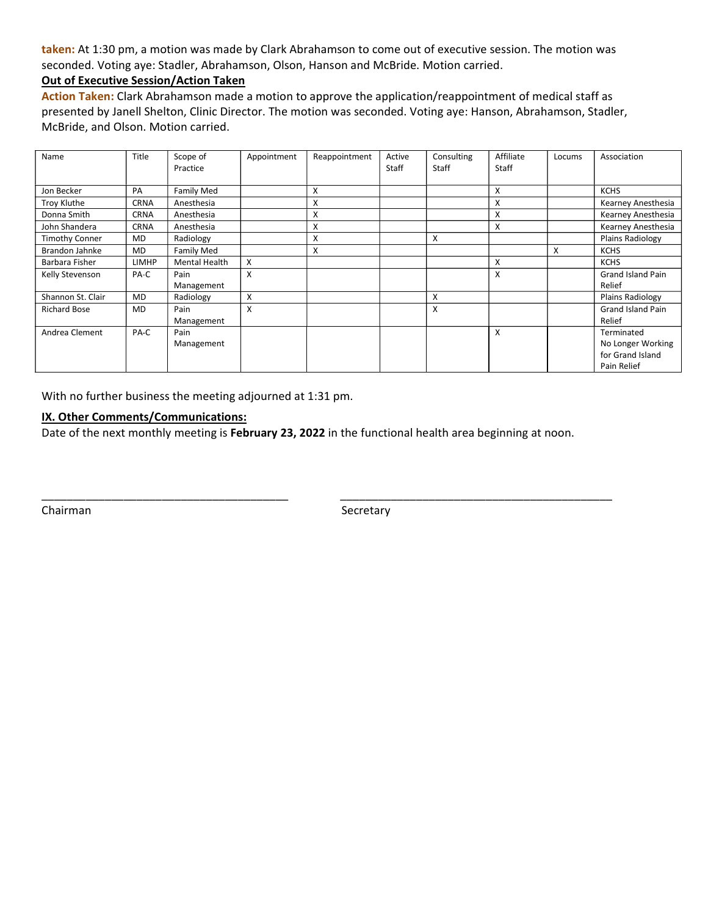**taken:** At 1:30 pm, a motion was made by Clark Abrahamson to come out of executive session. The motion was seconded. Voting aye: Stadler, Abrahamson, Olson, Hanson and McBride. Motion carried.

**Out of Executive Session/Action Taken**

**Action Taken:** Clark Abrahamson made a motion to approve the application/reappointment of medical staff as presented by Janell Shelton, Clinic Director. The motion was seconded. Voting aye: Hanson, Abrahamson, Stadler, McBride, and Olson. Motion carried.

| Name | Title | Scope of Practice | Appointment | Reappointment | Active Staff | Consulting Staff | Affiliate Staff | Locums | Association |
|---|---|---|---|---|---|---|---|---|---|
| Jon Becker | PA | Family Med | | X | | | X | | KCHS |
| Troy Kluthe | CRNA | Anesthesia | | X | | | X | | Kearney Anesthesia |
| Donna Smith | CRNA | Anesthesia | | X | | | X | | Kearney Anesthesia |
| John Shandera | CRNA | Anesthesia | | X | | | X | | Kearney Anesthesia |
| Timothy Conner | MD | Radiology | | X | | X | | | Plains Radiology |
| Brandon Jahnke | MD | Family Med | | X | | | | X | KCHS |
| Barbara Fisher | LIMHP | Mental Health | X | | | | X | | KCHS |
| Kelly Stevenson | PA-C | Pain Management | X | | | | X | | Grand Island Pain Relief |
| Shannon St. Clair | MD | Radiology | X | | | X | | | Plains Radiology |
| Richard Bose | MD | Pain Management | X | | | X | | | Grand Island Pain Relief |
| Andrea Clement | PA-C | Pain Management | | | | | X | | Terminated No Longer Working for Grand Island Pain Relief |

With no further business the meeting adjourned at 1:31 pm.

**IX. Other Comments/Communications:**

Date of the next monthly meeting is **February 23, 2022** in the functional health area beginning at noon.

\_\_\_\_\_\_\_\_\_\_\_\_\_\_\_\_\_\_\_\_\_\_\_\_\_\_\_\_\_\_\_\_\_\_\_\_\_\_\_\_ \_\_\_\_\_\_\_\_\_\_\_\_\_\_\_\_\_\_\_\_\_\_\_\_\_\_\_\_\_\_\_\_\_\_\_\_\_\_\_\_\_\_\_\_

Chairman Secretary